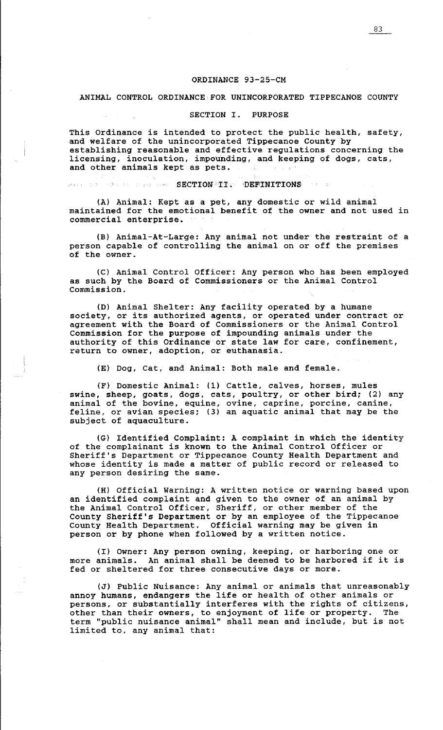# ORDINANCE 93-25-CM

## ANIMAL CONTROL ORDINANCE FOR UNINCORPORATED TIPPECANOE COUNTY

### SECTION I. PURPOSE

This Ordinance is intended to protect the public health, safety, and welfare of the unincorporated Tippecanoe County by establishing reasonable and effective regulations concerning the licensing, inoculation, impounding, and keeping of dogs, cats, and other animals kept as pets.

### SECTION II. DEFINITIONS

(A) Animal: Kept as a pet, any domestic or wild animal maintained for the emotional benefit of the owner and not used in commercial enterprise.

(B) Animal-At-Large: Any animal not under the restraint of a person capable of controlling the animal on or off the premises of the owner.

(C) Animal Control Officer: Any person who has been employed as such by the Board of Commissioners or the Animal Control Commission.

(D) Animal Shelter: Any facility operated by a humane society, or its authorized agents, or operated under contract or agreement with the Board of Commissioners or the Animal Control Commission for the purpose of impounding animals under the authority of this Ordinance or state law for care, confinement, return to owner, adoption, or euthanasia.

(E) Dog, Cat, and Animal: Both male and female.

(F) Domestic Animal: (1) Cattle, calves, horses, mules swine, sheep, goats, dogs, cats, poultry, or other bird; (2) any animal of the bovine, equine, ovine, caprine, porcine, canine, feline, or avian species; (3) an aquatic animal that may be the subject of aquaculture.

(G) Identified Complaint: A complaint in which the identity of the complainant is known to the Animal Control Officer or Sheriff's Department or Tippecanoe County Health Department and whose identity is made a matter of public record or released to any person desiring the same.

(H) Official Warning: A written notice or warning based upon an identified complaint and given to the owner of an animal by the Animal Control Officer, Sheriff, or other member of the County Sheriff's Department or by an employee of the Tippecanoe County Health Department. Official warning may be given in person or by phone when followed by a written notice.

(I) Owner: Any person owning, keeping, or harboring one or more animals. An animal shall be deemed to be harbored if it is fed or sheltered for three consecutive days or more.

(J) Public Nuisance: Any animal or animals that unreasonably annoy humans, endangers the life or health of other animals or persons, or substantially interferes with the rights of citizens, other than their owners, to enjoyment of life or property. The term "public nuisance animal" shall mean and include, but is not limited to, any animal that: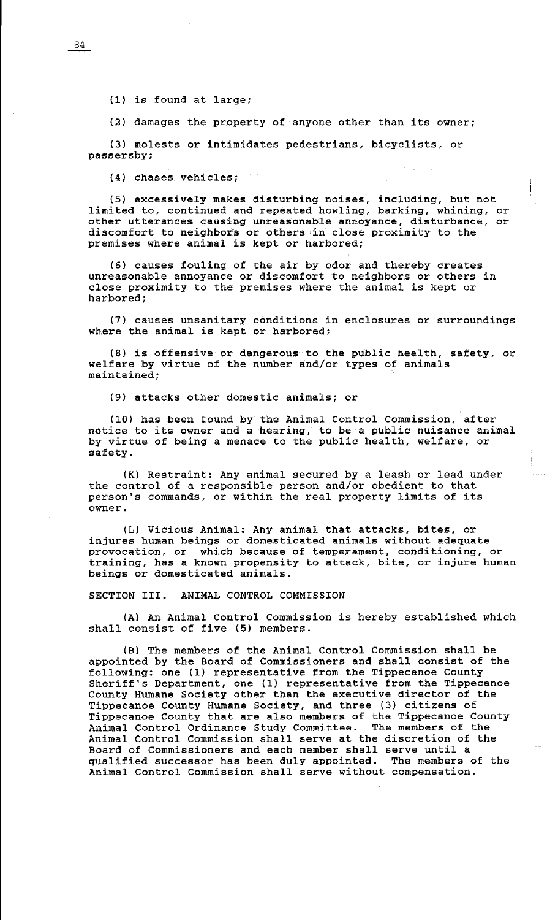(1) is found at large;

(2) damages the property of anyone other than its owner;

(3) molests or intimidates pedestrians, bicyclists, or passersby;

(4) chases vehicles;

(5) excessively makes disturbing noises, including, but not limited to, continued and repeated howling, barking, whining, or other utterances causing unreasonable annoyance, disturbance, or discomfort to neighbors or others in close proximity to the premises where animal is kept or harbored;

(6) causes fouling of the air by odor and thereby creates unreasonable annoyance or discomfort to neighbors or others in close proximity to the premises where the animal is kept or harbored;

(7) causes unsanitary conditions in enclosures or surroundings where the animal is kept or harbored;

(8) is offensive or dangerous to the public health, safety, or welfare by virtue of the number and/or types of animals maintained;

(9) attacks other domestic animals; or

(10) has been found by the Animal Control Commission, after notice to its owner and a hearing, to be a public nuisance animal by virtue of being a menace to the public health, welfare, or safety.

(K) Restraint: Any animal secured by a leash or lead under the control of a responsible person and/or obedient to that person's commands, or within the real property limits of its owner.

(L) Vicious Animal: Any animal that attacks, bites, or injures human beings or domesticated animals without adequate provocation, or which because of temperament, conditioning, or training, has a known propensity to attack, bite, or injure human beings or domesticated animals.

SECTION III. ANIMAL CONTROL COMMISSION

(A) An Animal Control Commission is hereby established which shall consist of five (5) members.

(B) The members of the Animal Control Commission shall be appointed by the Board of Commissioners and shall consist of the following: one (1) representative from the Tippecanoe County Sheriff's Department, one (1) representative from the Tippecanoe County Humane Society other than the executive director of the Tippecanoe County Humane Society, and three (3) citizens of Tippecanoe County that are also members of the Tippecanoe County Animal Control Ordinance Study Committee. The members of the Animal Control Commission shall serve at the discretion of the Board of Commissioners and each member shall serve until a qualified successor has been duly appointed. The members of the Animal Control Commission shall serve without compensation.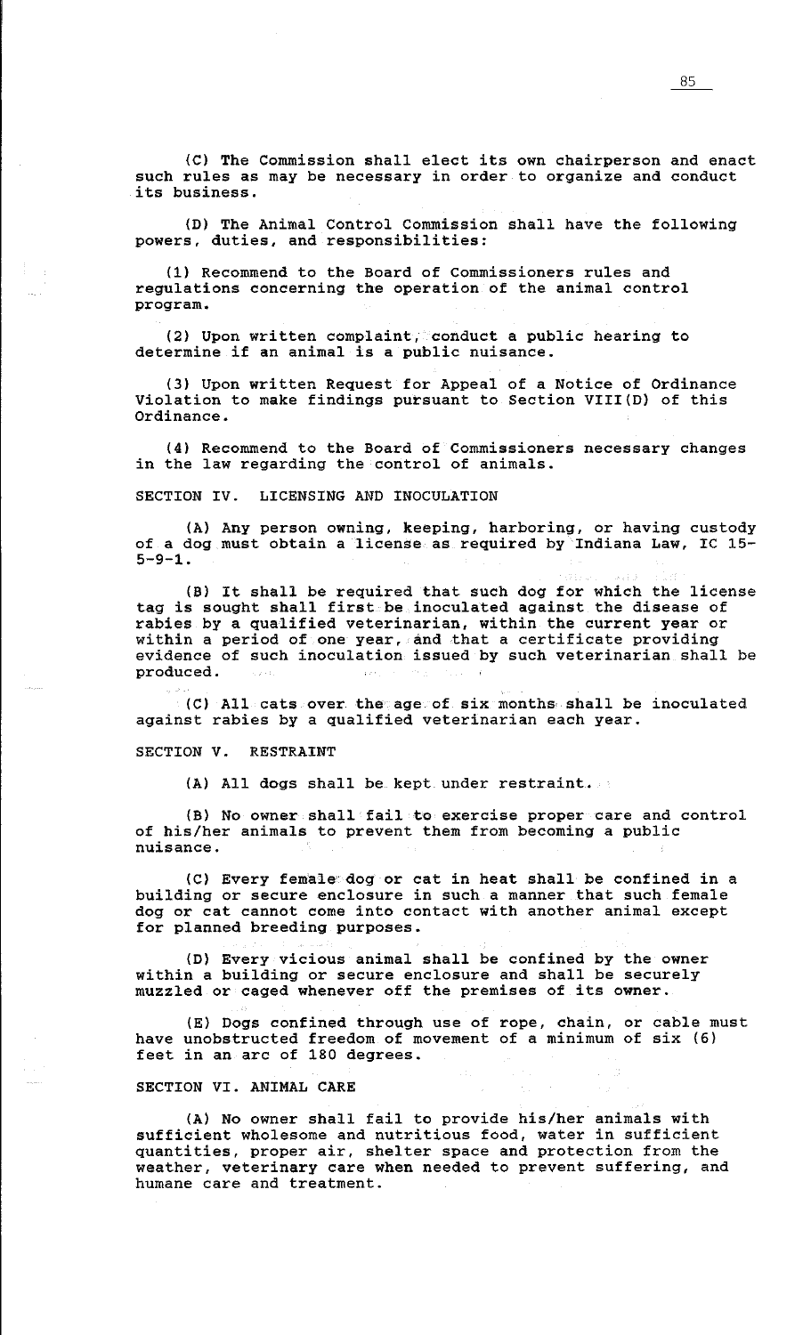(C) The Commission shall elect its own chairperson and enact such rules as may be necessary in order to organize and conduct its business.

(D) The Animal Control Commission shall have the following powers, duties, and responsibilities:

(1) Recommend to the Board of Commissioners rules and regulations concerning the operation of the animal control program.

(2) Upon written complaint, conduct a public hearing to determine if an animal is a public nuisance.

(3) Upon written Request for Appeal of a Notice of Ordinance Violation to make findings pursuant to Section VIII(D) of this Ordinance.

(4) Recommend to the Board of Commissioners necessary changes in the law regarding the control of animals.

## SECTION IV. LICENSING AND INOCULATION

(A) Any person owning, keeping, harboring, or having custody of a dog must obtain a license as required by Indiana Law, IC 15-5-9-1.

(B) It shall be required that such dog for which the license tag is sought shall first be inoculated against the disease of rabies by a qualified veterinarian, within the current year or within a period of one year, and that a certificate providing evidence of such inoculation issued by such veterinarian shall be produced.

(C) All cats over the age of six months shall be inoculated against rabies by a qualified veterinarian each year.

## SECTION V. RESTRAINT

(A) All dogs shall be kept under restraint.

(B) No owner shall fail to exercise proper care and control of his/her animals to prevent them from becoming a public nuisance.

(C) Every female dog or cat in heat shall be confined in a building or secure enclosure in such a manner that such female dog or cat cannot come into contact with another animal except for planned breeding purposes.

(D) Every vicious animal shall be confined by the owner within a building or secure enclosure and shall be securely muzzled or caged whenever off the premises of its owner.

(E) Dogs confined through use of rope, chain, or cable must have unobstructed freedom of movement of a minimum of six (6) feet in an arc of 180 degrees.

## SECTION VI. ANIMAL CARE

(A) No owner shall fail to provide his/her animals with sufficient wholesome and nutritious food, water in sufficient quantities, proper air, shelter space and protection from the weather, veterinary care when needed to prevent suffering, and humane care and treatment.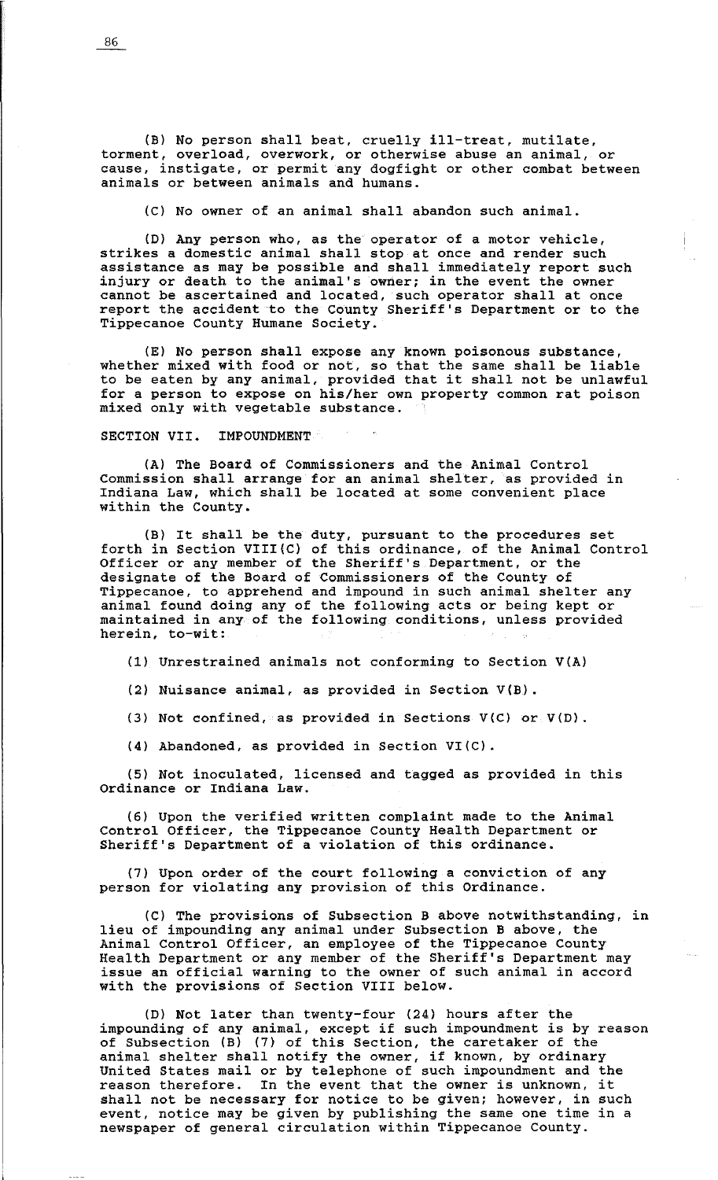(B) No person shall beat, cruelly ill-treat, mutilate, torment, overload, overwork, or otherwise abuse an animal, or cause, instigate, or permit any dogfight or other combat between animals or between animals and humans.

(C) No owner of an animal shall abandon such animal.

(D) Any person who, as the operator of a motor vehicle, strikes a domestic animal shall stop at once and render such assistance as may be possible and shall immediately report such injury or death to the animal's owner; in the event the owner cannot be ascertained and located, such operator shall at once report the accident to the County Sheriff's Department or to the Tippecanoe County Humane Society.

(E) No person shall expose any known poisonous substance, whether mixed with food or not, so that the same shall be liable to be eaten by any animal, provided that it shall not be unlawful for a person to expose on his/her own property common rat poison mixed only with vegetable substance.

SECTION VII. IMPOUNDMENT

(A) The Board of Commissioners and the Animal Control Commission shall arrange for an animal shelter, as provided in Indiana Law, which shall be located at some convenient place within the County.

(B) It shall be the duty, pursuant to the procedures set forth in Section VIII(C) of this ordinance, of the Animal Control Officer or any member of the Sheriff's Department, or the designate of the Board of Commissioners of the County of Tippecanoe, to apprehend and impound in such animal shelter any animal found doing any of the following acts or being kept or maintained in any of the following conditions, unless provided herein, to-wit:

(1) Unrestrained animals not conforming to Section V(A)

(2) Nuisance animal, as provided in Section V(B).

(3) Not confined, as provided in Sections V(C) or V(D).

(4) Abandoned, as provided in Section VI(C).

(5) Not inoculated, licensed and tagged as provided in this Ordinance or Indiana Law.

(6) Upon the verified written complaint made to the Animal Control Officer, the Tippecanoe County Health Department or Sheriff's Department of a violation of this ordinance.

(7) Upon order of the court following a conviction of any person for violating any provision of this Ordinance.

(C) The provisions of Subsection B above notwithstanding, in lieu of impounding any animal under Subsection B above, the Animal Control Officer, an employee of the Tippecanoe County Health Department or any member of the Sheriff's Department may issue an official warning to the owner of such animal in accord with the provisions of Section VIII below.

(D) Not later than twenty-four (24) hours after the impounding of any animal, except if such impoundment is by reason of Subsection (B) (7) of this Section, the caretaker of the animal shelter shall notify the owner, if known, by ordinary United States mail or by telephone of such impoundment and the reason therefore. In the event that the owner is unknown, it shall not be necessary for notice to be given; however, in such event, notice may be given by publishing the same one time in a newspaper of general circulation within Tippecanoe County.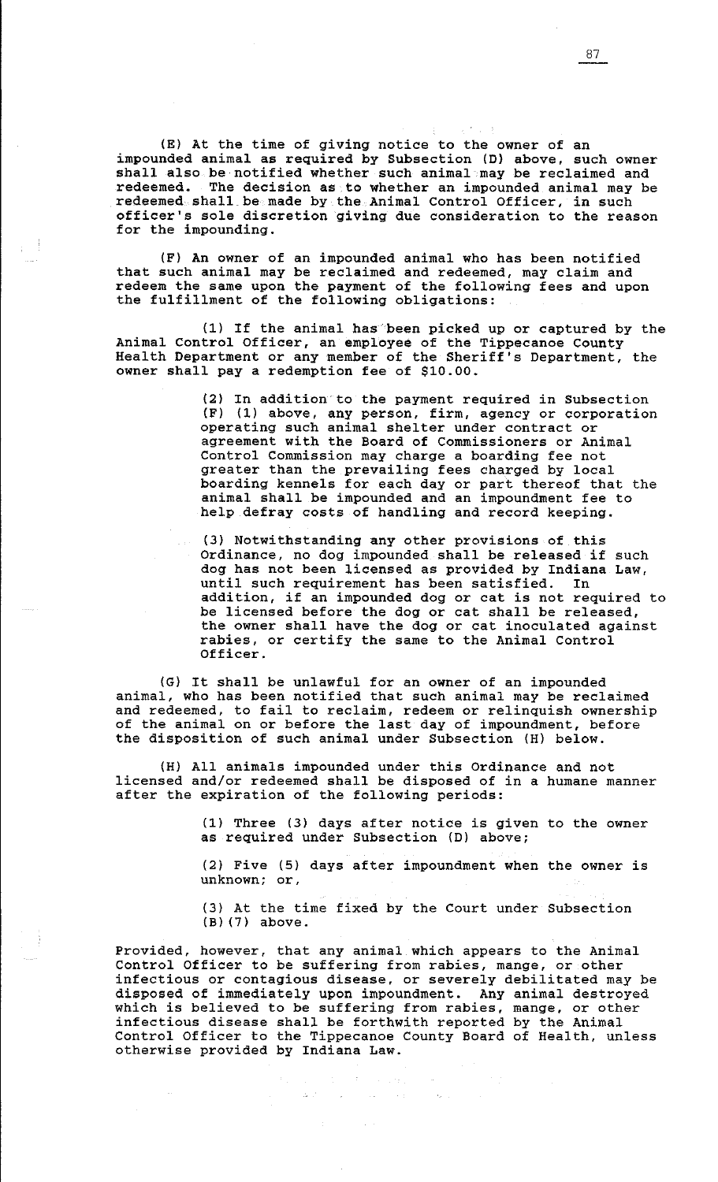(E) At the time of giving notice to the owner of an impounded animal as required by Subsection (D) above, such owner shall also be notified whether such animal may be reclaimed and redeemed. The decision as to whether an impounded animal may be redeemed shall be made by the Animal Control Officer, in such officer's sole discretion giving due consideration to the reason for the impounding.

(F) An owner of an impounded animal who has been notified that such animal may be reclaimed and redeemed, may claim and redeem the same upon the payment of the following fees and upon the fulfillment of the following obligations:

(1) If the animal has been picked up or captured by the Animal Control Officer, an employee of the Tippecanoe County Health Department or any member of the Sheriff's Department, the owner shall pay a redemption fee of $10.00.

(2) In addition to the payment required in Subsection (F) (1) above, any person, firm, agency or corporation operating such animal shelter under contract or agreement with the Board of Commissioners or Animal Control Commission may charge a boarding fee not greater than the prevailing fees charged by local boarding kennels for each day or part thereof that the animal shall be impounded and an impoundment fee to help defray costs of handling and record keeping.

(3) Notwithstanding any other provisions of this Ordinance, no dog impounded shall be released if such dog has not been licensed as provided by Indiana Law, until such requirement has been satisfied. In addition, if an impounded dog or cat is not required to be licensed before the dog or cat shall be released, the owner shall have the dog or cat inoculated against rabies, or certify the same to the Animal Control Officer.

(G) It shall be unlawful for an owner of an impounded animal, who has been notified that such animal may be reclaimed and redeemed, to fail to reclaim, redeem or relinquish ownership of the animal on or before the last day of impoundment, before the disposition of such animal under Subsection (H) below.

(H) All animals impounded under this Ordinance and not licensed and/or redeemed shall be disposed of in a humane manner after the expiration of the following periods:

(1) Three (3) days after notice is given to the owner as required under Subsection (D) above;

(2) Five (5) days after impoundment when the owner is unknown; or,

(3) At the time fixed by the Court under Subsection (B)(7) above.

Provided, however, that any animal which appears to the Animal Control Officer to be suffering from rabies, mange, or other infectious or contagious disease, or severely debilitated may be disposed of immediately upon impoundment. Any animal destroyed which is believed to be suffering from rabies, mange, or other infectious disease shall be forthwith reported by the Animal Control Officer to the Tippecanoe County Board of Health, unless otherwise provided by Indiana Law.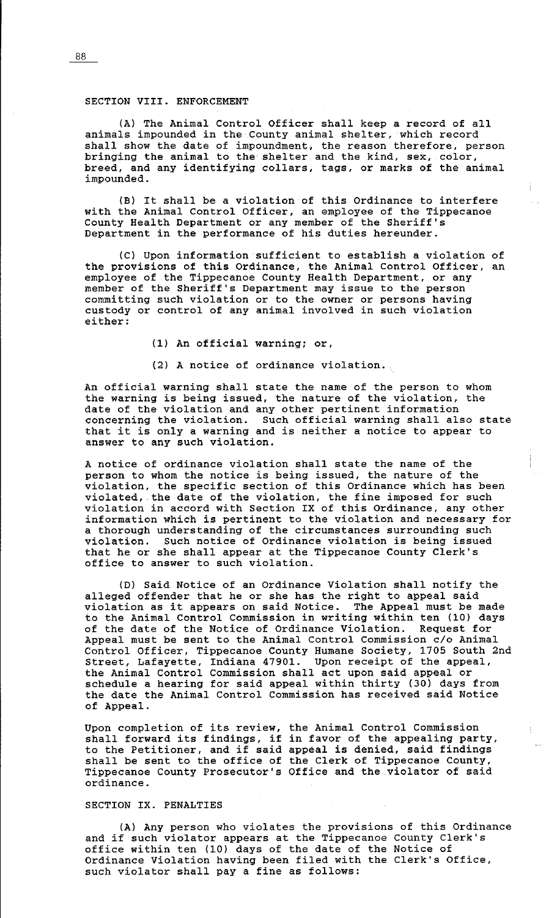## SECTION VIII. ENFORCEMENT

(A) The Animal Control Officer shall keep a record of all animals impounded in the County animal shelter, which record shall show the date of impoundment, the reason therefore, person bringing the animal to the shelter and the kind, sex, color, breed, and any identifying collars, tags, or marks of the animal impounded.

(B) It shall be a violation of this Ordinance to interfere with the Animal Control Officer, an employee of the Tippecanoe County Health Department or any member of the Sheriff's Department in the performance of his duties hereunder.

(C) Upon information sufficient to establish a violation of the provisions of this Ordinance, the Animal Control Officer, an employee of the Tippecanoe County Health Department, or any member of the Sheriff's Department may issue to the person committing such violation or to the owner or persons having custody or control of any animal involved in such violation either:

(1) An official warning; or,

(2) A notice of ordinance violation.

An official warning shall state the name of the person to whom the warning is being issued, the nature of the violation, the date of the violation and any other pertinent information concerning the violation. Such official warning shall also state that it is only a warning and is neither a notice to appear to answer to any such violation.

A notice of ordinance violation shall state the name of the person to whom the notice is being issued, the nature of the violation, the specific section of this Ordinance which has been violated, the date of the violation, the fine imposed for such violation in accord with Section IX of this Ordinance, any other information which is pertinent to the violation and necessary for a thorough understanding of the circumstances surrounding such violation. Such notice of Ordinance violation is being issued that he or she shall appear at the Tippecanoe County Clerk's office to answer to such violation.

(D) Said Notice of an Ordinance Violation shall notify the alleged offender that he or she has the right to appeal said violation as it appears on said Notice. The Appeal must be made to the Animal Control Commission in writing within ten (10) days of the date of the Notice of Ordinance Violation. Request for Appeal must be sent to the Animal Control Commission c/o Animal Control Officer, Tippecanoe County Humane Society, 1705 South 2nd Street, Lafayette, Indiana 47901. Upon receipt of the appeal, the Animal Control Commission shall act upon said appeal or schedule a hearing for said appeal within thirty (30) days from the date the Animal Control Commission has received said Notice of Appeal.

Upon completion of its review, the Animal Control Commission shall forward its findings, if in favor of the appealing party, to the Petitioner, and if said appeal is denied, said findings shall be sent to the office of the Clerk of Tippecanoe County, Tippecanoe County Prosecutor's Office and the violator of said ordinance.

## SECTION IX. PENALTIES

(A) Any person who violates the provisions of this Ordinance and if such violator appears at the Tippecanoe County Clerk's office within ten (10) days of the date of the Notice of Ordinance Violation having been filed with the Clerk's Office, such violator shall pay a fine as follows: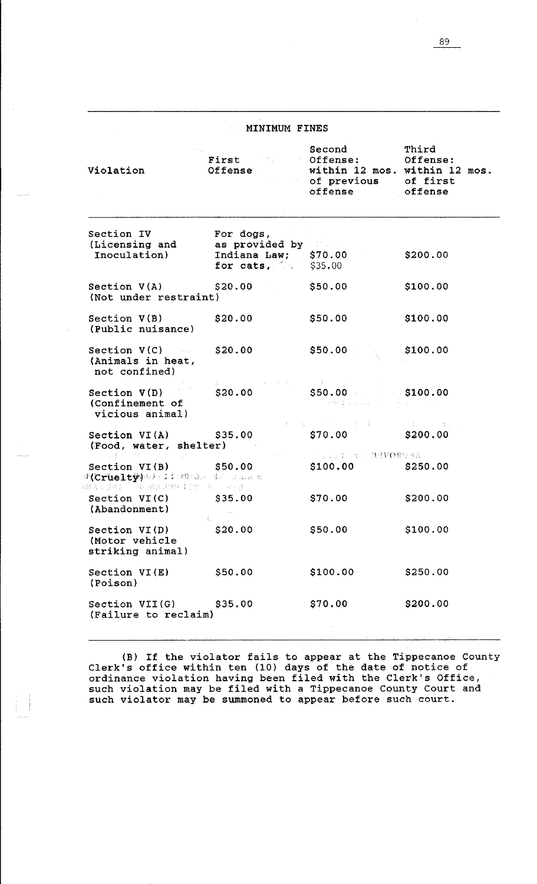## MINIMUM FINES

| Violation | First Offense | Second Offense: within 12 mos. of previous offense | Third Offense: within 12 mos. of first offense |
|---|---|---|---|
| Section IV (Licensing and Inoculation) | For dogs, as provided by Indiana Law; for cats, | $70.00 $35.00 | $200.00 |
| Section V(A) (Not under restraint) | $20.00 | $50.00 | $100.00 |
| Section V(B) (Public nuisance) | $20.00 | $50.00 | $100.00 |
| Section V(C) (Animals in heat, not confined) | $20.00 | $50.00 | $100.00 |
| Section V(D) (Confinement of vicious animal) | $20.00 | $50.00 | $100.00 |
| Section VI(A) (Food, water, shelter) | $35.00 | $70.00 | $200.00 |
| Section VI(B) (Cruelty) | $50.00 | $100.00 | $250.00 |
| Section VI(C) (Abandonment) | $35.00 | $70.00 | $200.00 |
| Section VI(D) (Motor vehicle striking animal) | $20.00 | $50.00 | $100.00 |
| Section VI(E) (Poison) | $50.00 | $100.00 | $250.00 |
| Section VII(G) (Failure to reclaim) | $35.00 | $70.00 | $200.00 |

(B) If the violator fails to appear at the Tippecanoe County Clerk's office within ten (10) days of the date of notice of ordinance violation having been filed with the Clerk's Office, such violation may be filed with a Tippecanoe County Court and such violator may be summoned to appear before such court.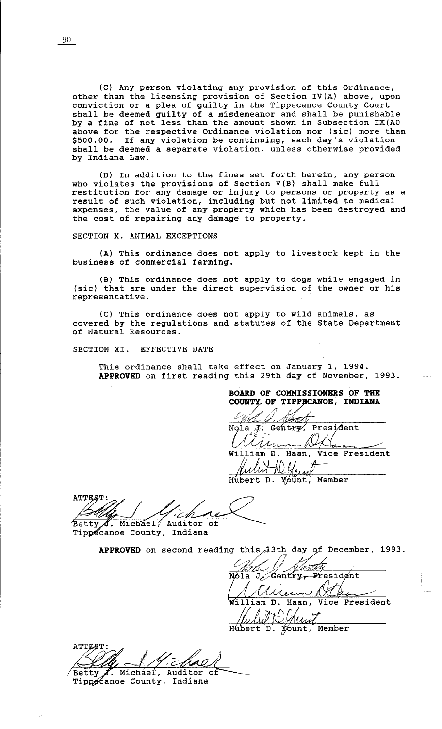(C) Any person violating any provision of this Ordinance, other than the licensing provision of Section IV(A) above, upon conviction or a plea of guilty in the Tippecanoe County Court shall be deemed guilty of a misdemeanor and shall be punishable by a fine of not less than the amount shown in Subsection IX(A0 above for the respective Ordinance violation nor (sic) more than $500.00. If any violation be continuing, each day's violation shall be deemed a separate violation, unless otherwise provided by Indiana Law.

(D) In addition to the fines set forth herein, any person who violates the provisions of Section V(B) shall make full restitution for any damage or injury to persons or property as a result of such violation, including but not limited to medical expenses, the value of any property which has been destroyed and the cost of repairing any damage to property.

SECTION X. ANIMAL EXCEPTIONS

(A) This ordinance does not apply to livestock kept in the business of commercial farming.

(B) This ordinance does not apply to dogs while engaged in (sic) that are under the direct supervision of the owner or his representative.

(C) This ordinance does not apply to wild animals, as covered by the regulations and statutes of the State Department of Natural Resources.

SECTION XI. EFFECTIVE DATE

This ordinance shall take effect on January 1, 1994.
**APPROVED** on first reading this 29th day of November, 1993.

**BOARD OF COMMISSIONERS OF THE COUNTY OF TIPPECANOE, INDIANA**

Nola J. Gentry, President

William D. Haan, Vice President

Hubert D. Yount, Member

ATTEST:

Betty J. Michael, Auditor of Tippecanoe County, Indiana

**APPROVED** on second reading this 13th day of December, 1993.

Nola J. Gentry, President

William D. Haan, Vice President

Hubert D. Yount, Member

ATTEST:

Betty J. Michael, Auditor of Tippecanoe County, Indiana